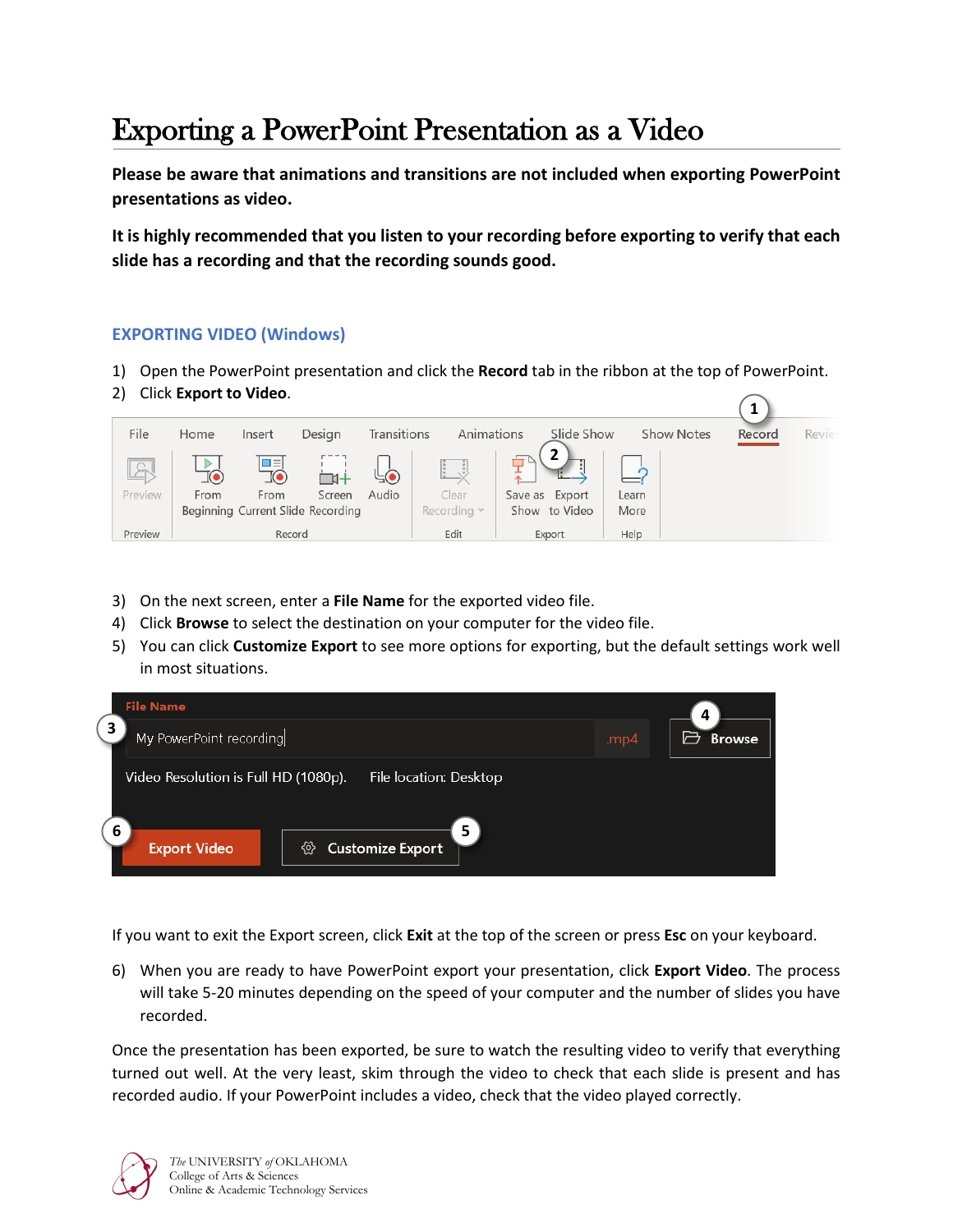# Exporting a PowerPoint Presentation as a Video

**Please be aware that animations and transitions are not included when exporting PowerPoint presentations as video.**

**It is highly recommended that you listen to your recording before exporting to verify that each slide has a recording and that the recording sounds good.**

## EXPORTING VIDEO (Windows)

1) Open the PowerPoint presentation and click the **Record** tab in the ribbon at the top of PowerPoint.
2) Click **Export to Video**.

3) On the next screen, enter a **File Name** for the exported video file.
4) Click **Browse** to select the destination on your computer for the video file.
5) You can click **Customize Export** to see more options for exporting, but the default settings work well in most situations.

If you want to exit the Export screen, click **Exit** at the top of the screen or press **Esc** on your keyboard.

6) When you are ready to have PowerPoint export your presentation, click **Export Video**. The process will take 5-20 minutes depending on the speed of your computer and the number of slides you have recorded.

Once the presentation has been exported, be sure to watch the resulting video to verify that everything turned out well. At the very least, skim through the video to check that each slide is present and has recorded audio. If your PowerPoint includes a video, check that the video played correctly.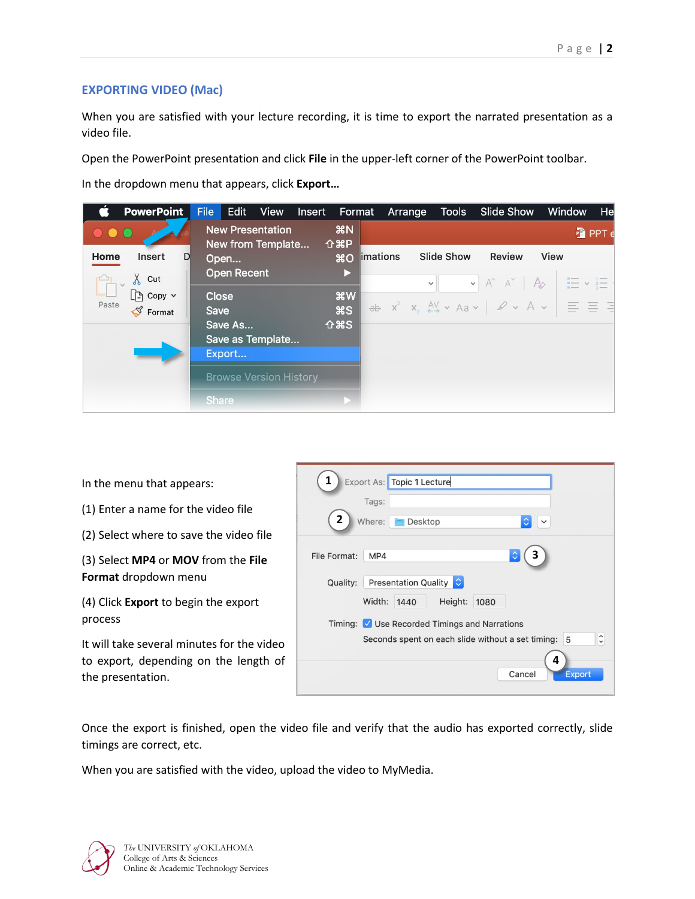## EXPORTING VIDEO (Mac)

When you are satisfied with your lecture recording, it is time to export the narrated presentation as a video file.

Open the PowerPoint presentation and click **File** in the upper-left corner of the PowerPoint toolbar.

In the dropdown menu that appears, click **Export…**

In the menu that appears:

(1) Enter a name for the video file

(2) Select where to save the video file

(3) Select **MP4** or **MOV** from the **File Format** dropdown menu

(4) Click **Export** to begin the export process

It will take several minutes for the video to export, depending on the length of the presentation.

Once the export is finished, open the video file and verify that the audio has exported correctly, slide timings are correct, etc.

When you are satisfied with the video, upload the video to MyMedia.